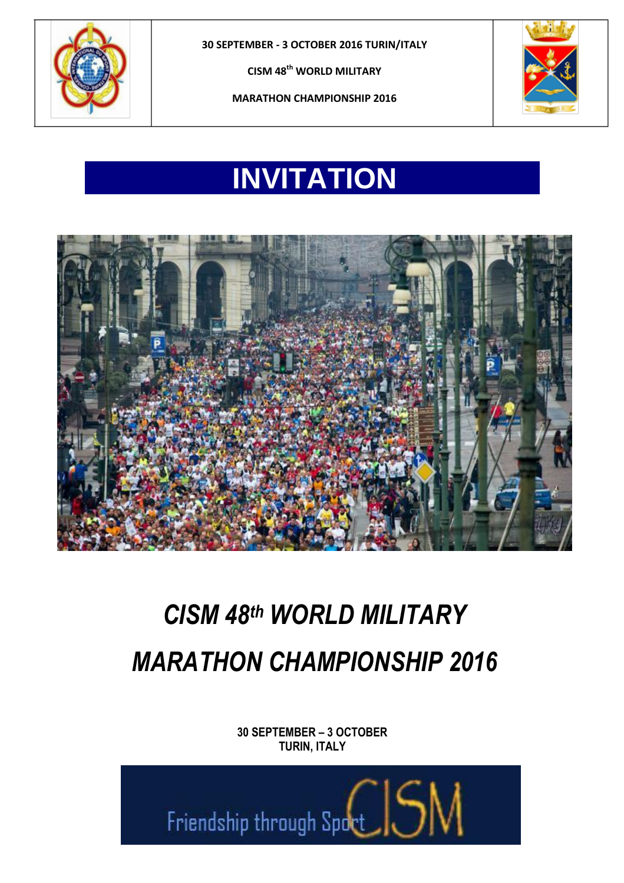| | 30 SEPTEMBER - 3 OCTOBER 2016 TURIN/ITALY<br><br>CISM 48th WORLD MILITARY<br><br>MARATHON CHAMPIONSHIP 2016 | |
|---|---|---|

# INVITATION

## *CISM 48th WORLD MILITARY MARATHON CHAMPIONSHIP 2016*

**30 SEPTEMBER – 3 OCTOBER**
**TURIN, ITALY**

Friendship through Sport CISM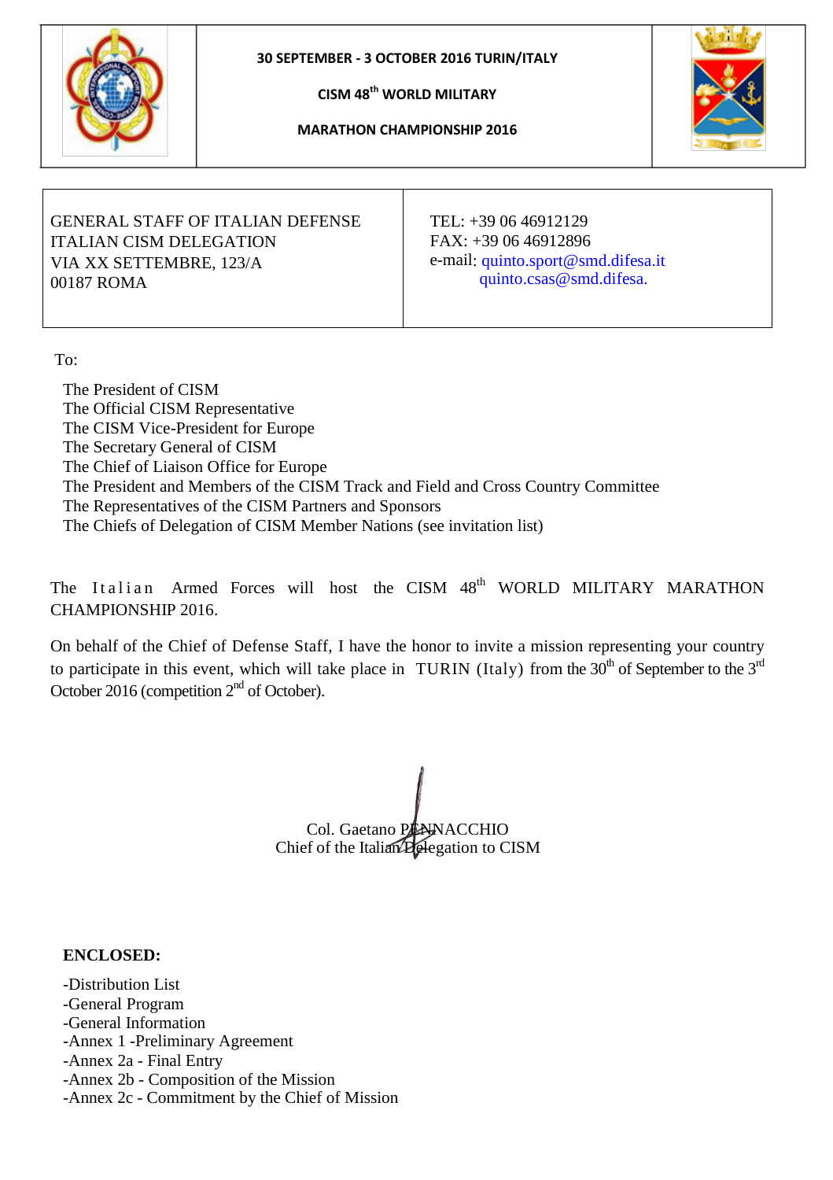| | 30 SEPTEMBER - 3 OCTOBER 2016 TURIN/ITALY<br><br>CISM 48th WORLD MILITARY<br><br>MARATHON CHAMPIONSHIP 2016 | |
|---|---|---|

| GENERAL STAFF OF ITALIAN DEFENSE<br>ITALIAN CISM DELEGATION<br>VIA XX SETTEMBRE, 123/A<br>00187 ROMA | TEL: +39 06 46912129<br>FAX: +39 06 46912896<br>e-mail: quinto.sport@smd.difesa.it<br>quinto.csas@smd.difesa. |
|---|---|

To:

The President of CISM
The Official CISM Representative
The CISM Vice-President for Europe
The Secretary General of CISM
The Chief of Liaison Office for Europe
The President and Members of the CISM Track and Field and Cross Country Committee
The Representatives of the CISM Partners and Sponsors
The Chiefs of Delegation of CISM Member Nations (see invitation list)

The Italian Armed Forces will host the CISM 48th WORLD MILITARY MARATHON CHAMPIONSHIP 2016.

On behalf of the Chief of Defense Staff, I have the honor to invite a mission representing your country to participate in this event, which will take place in TURIN (Italy) from the 30th of September to the 3rd October 2016 (competition 2nd of October).

Col. Gaetano PENNACCHIO
Chief of the Italian Delegation to CISM

**ENCLOSED:**

-Distribution List
-General Program
-General Information
-Annex 1 -Preliminary Agreement
-Annex 2a - Final Entry
-Annex 2b - Composition of the Mission
-Annex 2c - Commitment by the Chief of Mission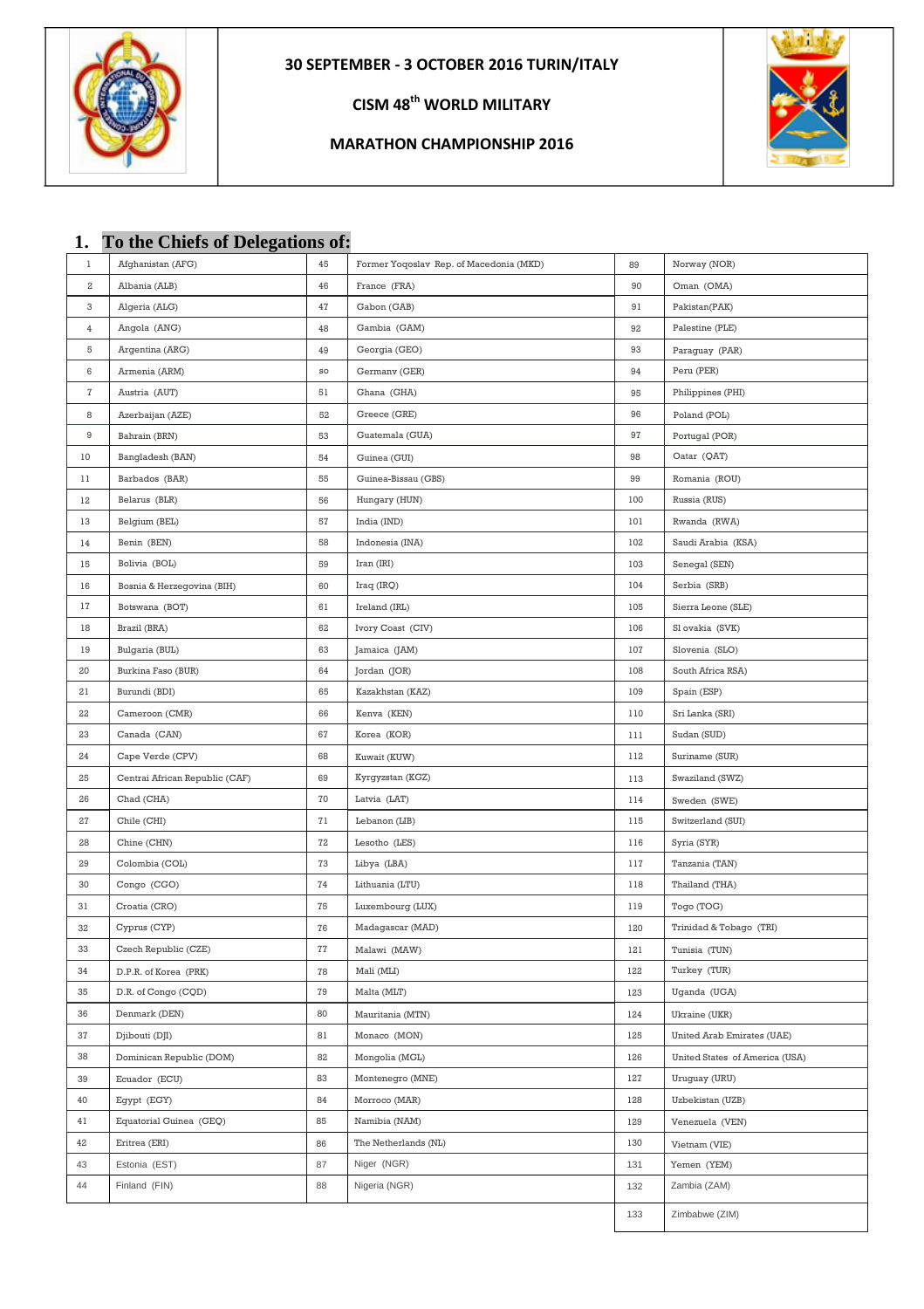30 SEPTEMBER - 3 OCTOBER 2016 TURIN/ITALY

CISM 48th WORLD MILITARY

MARATHON CHAMPIONSHIP 2016

## 1. To the Chiefs of Delegations of:

| | | | | | |
|---|---|---|---|---|---|
| 1 | Afghanistan (AFG) | 45 | Former Yoqoslav Rep. of Macedonia (MKD) | 89 | Norway (NOR) |
| 2 | Albania (ALB) | 46 | France (FRA) | 90 | Oman (OMA) |
| 3 | Algeria (ALG) | 47 | Gabon (GAB) | 91 | Pakistan(PAK) |
| 4 | Angola (ANG) | 48 | Gambia (GAM) | 92 | Palestine (PLE) |
| 5 | Argentina (ARG) | 49 | Georgia (GEO) | 93 | Paraguay (PAR) |
| 6 | Armenia (ARM) | 50 | Germanv (GER) | 94 | Peru (PER) |
| 7 | Austria (AUT) | 51 | Ghana (GHA) | 95 | Philippines (PHI) |
| 8 | Azerbaijan (AZE) | 52 | Greece (GRE) | 96 | Poland (POL) |
| 9 | Bahrain (BRN) | 53 | Guatemala (GUA) | 97 | Portugal (POR) |
| 10 | Bangladesh (BAN) | 54 | Guinea (GUI) | 98 | Oatar (QAT) |
| 11 | Barbados (BAR) | 55 | Guinea-Bissau (GBS) | 99 | Romania (ROU) |
| 12 | Belarus (BLR) | 56 | Hungary (HUN) | 100 | Russia (RUS) |
| 13 | Belgium (BEL) | 57 | India (IND) | 101 | Rwanda (RWA) |
| 14 | Benin (BEN) | 58 | Indonesia (INA) | 102 | Saudi Arabia (KSA) |
| 15 | Bolivia (BOL) | 59 | Iran (IRI) | 103 | Senegal (SEN) |
| 16 | Bosnia & Herzegovina (BIH) | 60 | Iraq (IRQ) | 104 | Serbia (SRB) |
| 17 | Botswana (BOT) | 61 | Ireland (IRL) | 105 | Sierra Leone (SLE) |
| 18 | Brazil (BRA) | 62 | Ivory Coast (CIV) | 106 | Sl ovakia (SVK) |
| 19 | Bulgaria (BUL) | 63 | Jamaica (JAM) | 107 | Slovenia (SLO) |
| 20 | Burkina Faso (BUR) | 64 | Jordan (JOR) | 108 | South Africa RSA) |
| 21 | Burundi (BDI) | 65 | Kazakhstan (KAZ) | 109 | Spain (ESP) |
| 22 | Cameroon (CMR) | 66 | Kenva (KEN) | 110 | Sri Lanka (SRI) |
| 23 | Canada (CAN) | 67 | Korea (KOR) | 111 | Sudan (SUD) |
| 24 | Cape Verde (CPV) | 68 | Kuwait (KUW) | 112 | Suriname (SUR) |
| 25 | Centrai African Republic (CAF) | 69 | Kyrgyzstan (KGZ) | 113 | Swaziland (SWZ) |
| 26 | Chad (CHA) | 70 | Latvia (LAT) | 114 | Sweden (SWE) |
| 27 | Chile (CHI) | 71 | Lebanon (LIB) | 115 | Switzerland (SUI) |
| 28 | Chine (CHN) | 72 | Lesotho (LES) | 116 | Syria (SYR) |
| 29 | Colombia (COL) | 73 | Libya (LBA) | 117 | Tanzania (TAN) |
| 30 | Congo (CGO) | 74 | Lithuania (LTU) | 118 | Thailand (THA) |
| 31 | Croatia (CRO) | 75 | Luxembourg (LUX) | 119 | Togo (TOG) |
| 32 | Cyprus (CYP) | 76 | Madagascar (MAD) | 120 | Trinidad & Tobago (TRI) |
| 33 | Czech Republic (CZE) | 77 | Malawi (MAW) | 121 | Tunisia (TUN) |
| 34 | D.P.R. of Korea (PRK) | 78 | Mali (MLI) | 122 | Turkey (TUR) |
| 35 | D.R. of Congo (CQD) | 79 | Malta (MLT) | 123 | Uganda (UGA) |
| 36 | Denmark (DEN) | 80 | Mauritania (MTN) | 124 | Ukraine (UKR) |
| 37 | Djibouti (DJI) | 81 | Monaco (MON) | 125 | United Arab Emirates (UAE) |
| 38 | Dominican Republic (DOM) | 82 | Mongolia (MGL) | 126 | United States of America (USA) |
| 39 | Ecuador (ECU) | 83 | Montenegro (MNE) | 127 | Uruguay (URU) |
| 40 | Egypt (EGY) | 84 | Morroco (MAR) | 128 | Uzbekistan (UZB) |
| 41 | Equatorial Guinea (GEQ) | 85 | Namibia (NAM) | 129 | Venezuela (VEN) |
| 42 | Eritrea (ERI) | 86 | The Netherlands (NL) | 130 | Vietnam (VIE) |
| 43 | Estonia (EST) | 87 | Niger (NGR) | 131 | Yemen (YEM) |
| 44 | Finland (FIN) | 88 | Nigeria (NGR) | 132 | Zambia (ZAM) |
| | | | | 133 | Zimbabwe (ZIM) |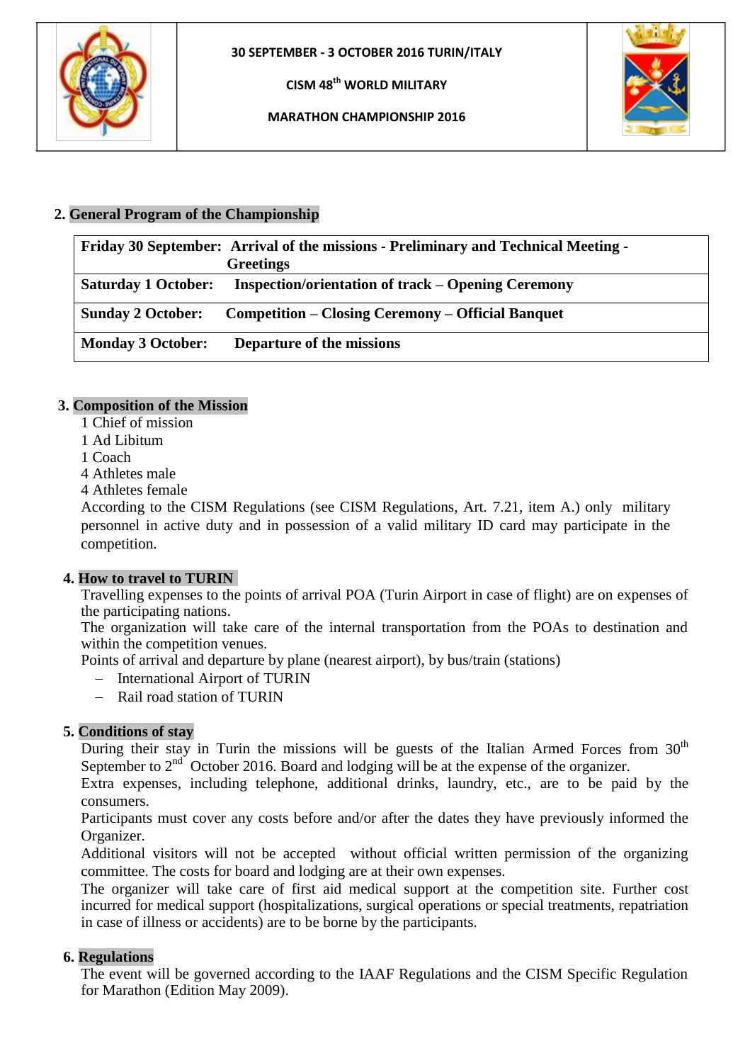## 2. General Program of the Championship

| | |
|---|---|
| **Friday 30 September:** | **Arrival of the missions - Preliminary and Technical Meeting - Greetings** |
| **Saturday 1 October:** | **Inspection/orientation of track – Opening Ceremony** |
| **Sunday 2 October:** | **Competition – Closing Ceremony – Official Banquet** |
| **Monday 3 October:** | **Departure of the missions** |

## 3. Composition of the Mission

1 Chief of mission
1 Ad Libitum
1 Coach
4 Athletes male
4 Athletes female

According to the CISM Regulations (see CISM Regulations, Art. 7.21, item A.) only military personnel in active duty and in possession of a valid military ID card may participate in the competition.

## 4. How to travel to TURIN

Travelling expenses to the points of arrival POA (Turin Airport in case of flight) are on expenses of the participating nations.

The organization will take care of the internal transportation from the POAs to destination and within the competition venues.

Points of arrival and departure by plane (nearest airport), by bus/train (stations)

- International Airport of TURIN
- Rail road station of TURIN

## 5. Conditions of stay

During their stay in Turin the missions will be guests of the Italian Armed Forces from 30th September to 2nd October 2016. Board and lodging will be at the expense of the organizer.

Extra expenses, including telephone, additional drinks, laundry, etc., are to be paid by the consumers.

Participants must cover any costs before and/or after the dates they have previously informed the Organizer.

Additional visitors will not be accepted without official written permission of the organizing committee. The costs for board and lodging are at their own expenses.

The organizer will take care of first aid medical support at the competition site. Further cost incurred for medical support (hospitalizations, surgical operations or special treatments, repatriation in case of illness or accidents) are to be borne by the participants.

## 6. Regulations

The event will be governed according to the IAAF Regulations and the CISM Specific Regulation for Marathon (Edition May 2009).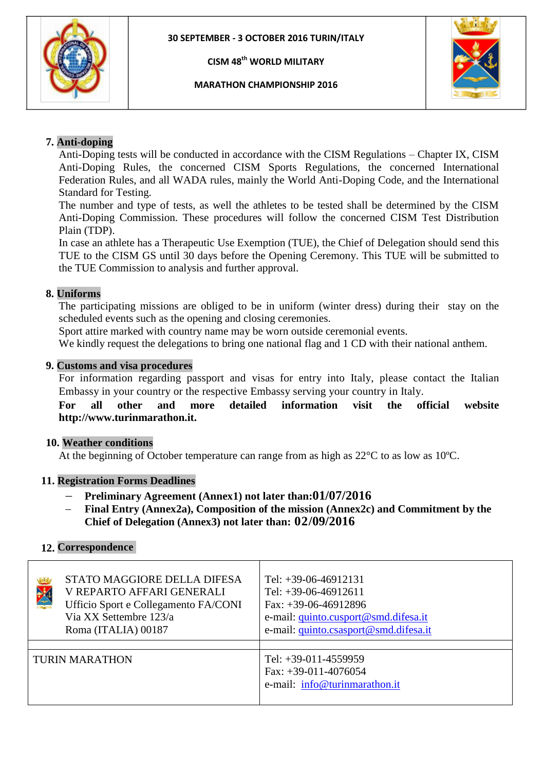## 7. Anti-doping

Anti-Doping tests will be conducted in accordance with the CISM Regulations – Chapter IX, CISM Anti-Doping Rules, the concerned CISM Sports Regulations, the concerned International Federation Rules, and all WADA rules, mainly the World Anti-Doping Code, and the International Standard for Testing.

The number and type of tests, as well the athletes to be tested shall be determined by the CISM Anti-Doping Commission. These procedures will follow the concerned CISM Test Distribution Plain (TDP).

In case an athlete has a Therapeutic Use Exemption (TUE), the Chief of Delegation should send this TUE to the CISM GS until 30 days before the Opening Ceremony. This TUE will be submitted to the TUE Commission to analysis and further approval.

## 8. Uniforms

The participating missions are obliged to be in uniform (winter dress) during their stay on the scheduled events such as the opening and closing ceremonies.

Sport attire marked with country name may be worn outside ceremonial events.

We kindly request the delegations to bring one national flag and 1 CD with their national anthem.

## 9. Customs and visa procedures

For information regarding passport and visas for entry into Italy, please contact the Italian Embassy in your country or the respective Embassy serving your country in Italy.

**For all other and more detailed information visit the official website http://www.turinmarathon.it.**

## 10. Weather conditions

At the beginning of October temperature can range from as high as 22°C to as low as 10ºC.

## 11. Registration Forms Deadlines

- **Preliminary Agreement (Annex1) not later than:01/07/2016**
- **Final Entry (Annex2a), Composition of the mission (Annex2c) and Commitment by the Chief of Delegation (Annex3) not later than: 02/09/2016**

## 12. Correspondence

| | |
|---|---|
| STATO MAGGIORE DELLA DIFESA<br>V REPARTO AFFARI GENERALI<br>Ufficio Sport e Collegamento FA/CONI<br>Via XX Settembre 123/a<br>Roma (ITALIA) 00187 | Tel: +39-06-46912131<br>Tel: +39-06-46912611<br>Fax: +39-06-46912896<br>e-mail: quinto.cusport@smd.difesa.it<br>e-mail: quinto.csasport@smd.difesa.it |
| | |
| TURIN MARATHON | Tel: +39-011-4559959<br>Fax: +39-011-4076054<br>e-mail: info@turinmarathon.it |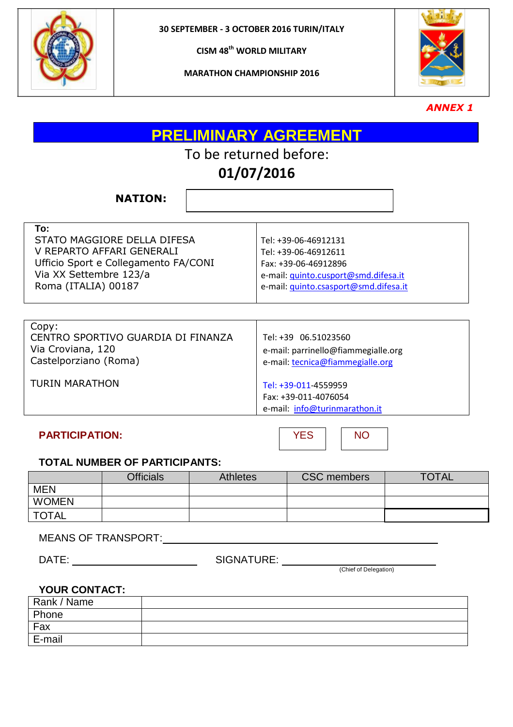**30 SEPTEMBER - 3 OCTOBER 2016 TURIN/ITALY**

**CISM 48th WORLD MILITARY**

**MARATHON CHAMPIONSHIP 2016**

***ANNEX 1***

# PRELIMINARY AGREEMENT

To be returned before:

**01/07/2016**

**NATION:** ____________________

| **To:**<br>STATO MAGGIORE DELLA DIFESA<br>V REPARTO AFFARI GENERALI<br>Ufficio Sport e Collegamento FA/CONI<br>Via XX Settembre 123/a<br>Roma (ITALIA) 00187 | Tel: +39-06-46912131<br>Tel: +39-06-46912611<br>Fax: +39-06-46912896<br>e-mail: quinto.cusport@smd.difesa.it<br>e-mail: quinto.csasport@smd.difesa.it |
|---|---|

| Copy:<br>CENTRO SPORTIVO GUARDIA DI FINANZA<br>Via Croviana, 120<br>Castelporziano (Roma)<br><br>TURIN MARATHON | Tel: +39 06.51023560<br>e-mail: parrinello@fiammegialle.org<br>e-mail: tecnica@fiammegialle.org<br><br>Tel: +39-011-4559959<br>Fax: +39-011-4076054<br>e-mail: info@turinmarathon.it |
|---|---|

**PARTICIPATION:** YES NO

**TOTAL NUMBER OF PARTICIPANTS:**

| | Officials | Athletes | CSC members | TOTAL |
|---|---|---|---|---|
| MEN | | | | |
| WOMEN | | | | |
| TOTAL | | | | |

MEANS OF TRANSPORT: ____________________________________________

DATE: ______________________ SIGNATURE: ____________________________
(Chief of Delegation)

**YOUR CONTACT:**

| Rank / Name | |
|---|---|
| Phone | |
| Fax | |
| E-mail | |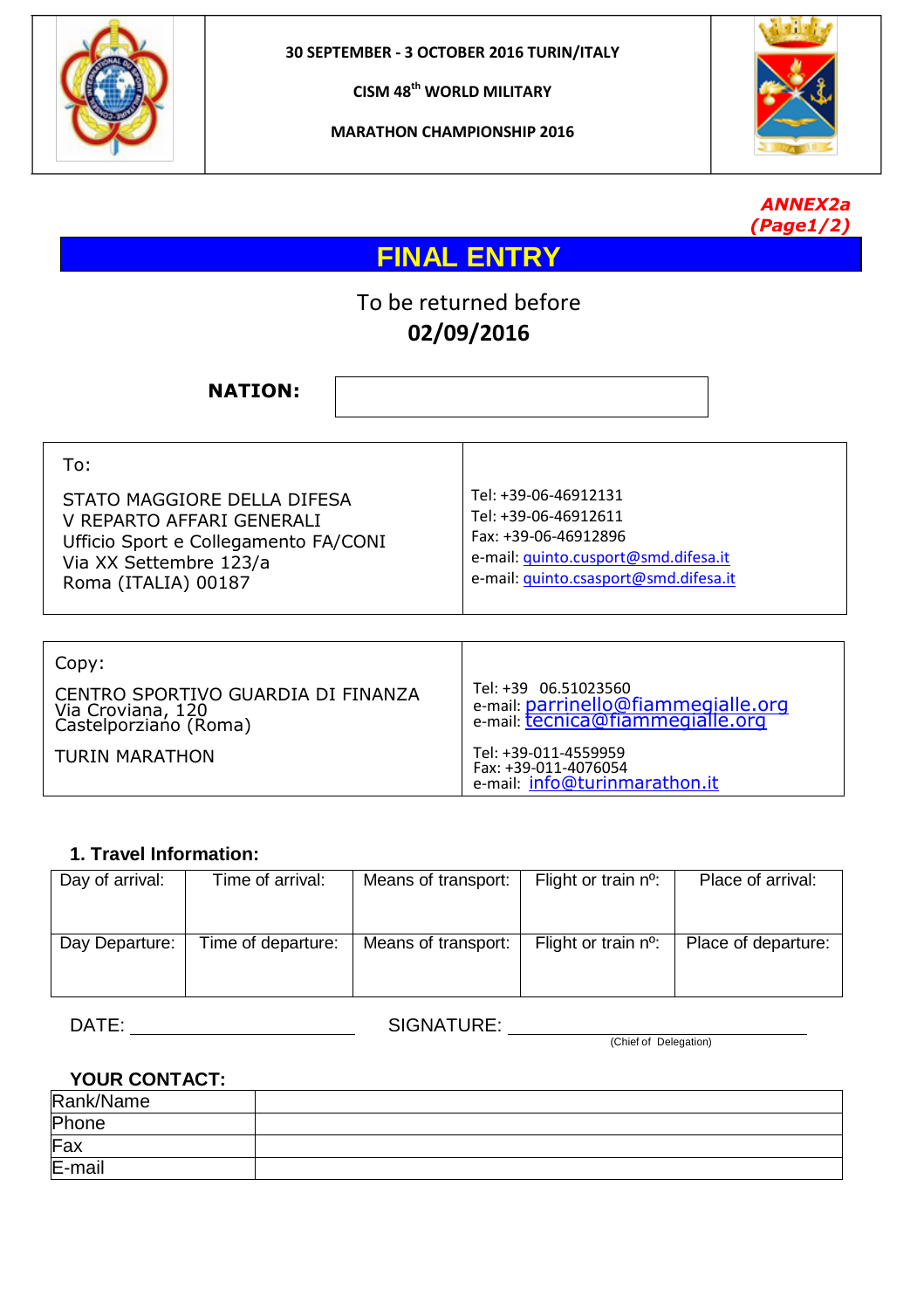| | 30 SEPTEMBER - 3 OCTOBER 2016 TURIN/ITALY<br>CISM 48th WORLD MILITARY<br>MARATHON CHAMPIONSHIP 2016 | |
|---|---|---|

*ANNEX2a (Page1/2)*

# FINAL ENTRY

To be returned before
**02/09/2016**

**NATION:** ______________________

| To:<br>STATO MAGGIORE DELLA DIFESA<br>V REPARTO AFFARI GENERALI<br>Ufficio Sport e Collegamento FA/CONI<br>Via XX Settembre 123/a<br>Roma (ITALIA) 00187 | Tel: +39-06-46912131<br>Tel: +39-06-46912611<br>Fax: +39-06-46912896<br>e-mail: quinto.cusport@smd.difesa.it<br>e-mail: quinto.csasport@smd.difesa.it |
|---|---|

| Copy:<br>CENTRO SPORTIVO GUARDIA DI FINANZA<br>Via Croviana, 120<br>Castelporziano (Roma)<br><br>TURIN MARATHON | Tel: +39 06.51023560<br>e-mail: parrinello@fiammegialle.org<br>e-mail: tecnica@fiammegialle.org<br><br>Tel: +39-011-4559959<br>Fax: +39-011-4076054<br>e-mail: info@turinmarathon.it |
|---|---|

**1. Travel Information:**

| Day of arrival: | Time of arrival: | Means of transport: | Flight or train nº: | Place of arrival: |
|---|---|---|---|---|
| Day Departure: | Time of departure: | Means of transport: | Flight or train nº: | Place of departure: |

DATE: ____________________ SIGNATURE: ______________________
(Chief of Delegation)

**YOUR CONTACT:**

| Rank/Name | |
|---|---|
| Phone | |
| Fax | |
| E-mail | |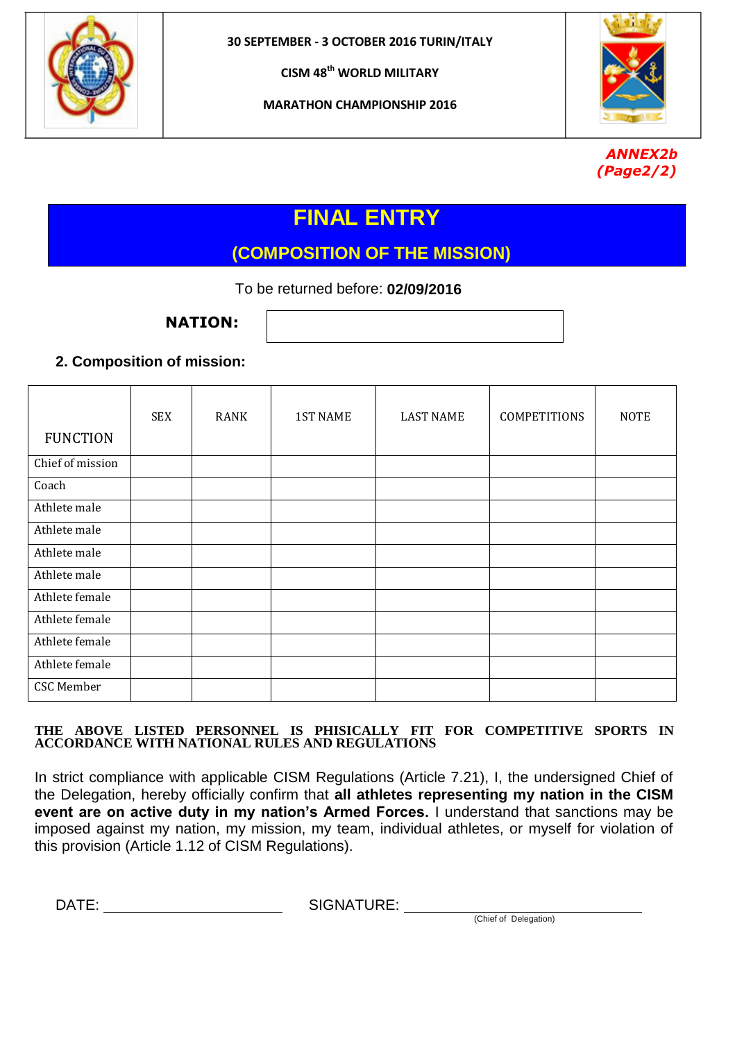30 SEPTEMBER - 3 OCTOBER 2016 TURIN/ITALY

CISM 48th WORLD MILITARY

MARATHON CHAMPIONSHIP 2016

***ANNEX2b (Page2/2)***

# FINAL ENTRY

## (COMPOSITION OF THE MISSION)

To be returned before: **02/09/2016**

**NATION:**

### 2. Composition of mission:

| FUNCTION | SEX | RANK | 1ST NAME | LAST NAME | COMPETITIONS | NOTE |
|---|---|---|---|---|---|---|
| Chief of mission | | | | | | |
| Coach | | | | | | |
| Athlete male | | | | | | |
| Athlete male | | | | | | |
| Athlete male | | | | | | |
| Athlete male | | | | | | |
| Athlete female | | | | | | |
| Athlete female | | | | | | |
| Athlete female | | | | | | |
| Athlete female | | | | | | |
| CSC Member | | | | | | |

**THE ABOVE LISTED PERSONNEL IS PHISICALLY FIT FOR COMPETITIVE SPORTS IN ACCORDANCE WITH NATIONAL RULES AND REGULATIONS**

In strict compliance with applicable CISM Regulations (Article 7.21), I, the undersigned Chief of the Delegation, hereby officially confirm that **all athletes representing my nation in the CISM event are on active duty in my nation's Armed Forces.** I understand that sanctions may be imposed against my nation, my mission, my team, individual athletes, or myself for violation of this provision (Article 1.12 of CISM Regulations).

DATE: ____________________ SIGNATURE: ____________________________

(Chief of Delegation)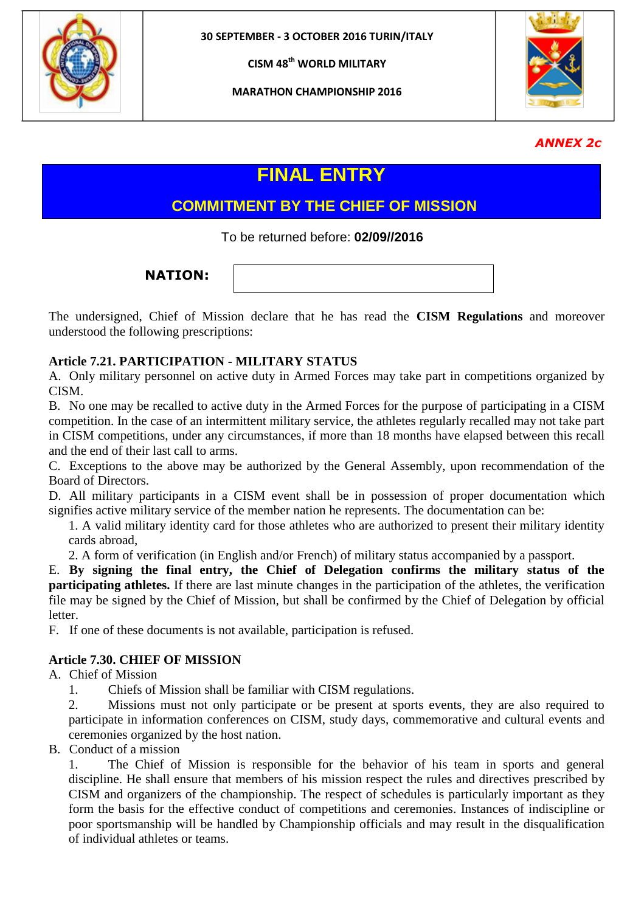| | 30 SEPTEMBER - 3 OCTOBER 2016 TURIN/ITALY<br><br>CISM 48th WORLD MILITARY<br><br>MARATHON CHAMPIONSHIP 2016 | |
|---|---|---|

*ANNEX 2c*

# FINAL ENTRY

## COMMITMENT BY THE CHIEF OF MISSION

To be returned before: **02/09//2016**

**NATION:** 

The undersigned, Chief of Mission declare that he has read the **CISM Regulations** and moreover understood the following prescriptions:

**Article 7.21. PARTICIPATION - MILITARY STATUS**

A. Only military personnel on active duty in Armed Forces may take part in competitions organized by CISM.

B. No one may be recalled to active duty in the Armed Forces for the purpose of participating in a CISM competition. In the case of an intermittent military service, the athletes regularly recalled may not take part in CISM competitions, under any circumstances, if more than 18 months have elapsed between this recall and the end of their last call to arms.

C. Exceptions to the above may be authorized by the General Assembly, upon recommendation of the Board of Directors.

D. All military participants in a CISM event shall be in possession of proper documentation which signifies active military service of the member nation he represents. The documentation can be:

1. A valid military identity card for those athletes who are authorized to present their military identity cards abroad,
2. A form of verification (in English and/or French) of military status accompanied by a passport.

E. **By signing the final entry, the Chief of Delegation confirms the military status of the participating athletes.** If there are last minute changes in the participation of the athletes, the verification file may be signed by the Chief of Mission, but shall be confirmed by the Chief of Delegation by official letter.

F. If one of these documents is not available, participation is refused.

**Article 7.30. CHIEF OF MISSION**

A. Chief of Mission

1. Chiefs of Mission shall be familiar with CISM regulations.
2. Missions must not only participate or be present at sports events, they are also required to participate in information conferences on CISM, study days, commemorative and cultural events and ceremonies organized by the host nation.

B. Conduct of a mission

1. The Chief of Mission is responsible for the behavior of his team in sports and general discipline. He shall ensure that members of his mission respect the rules and directives prescribed by CISM and organizers of the championship. The respect of schedules is particularly important as they form the basis for the effective conduct of competitions and ceremonies. Instances of indiscipline or poor sportsmanship will be handled by Championship officials and may result in the disqualification of individual athletes or teams.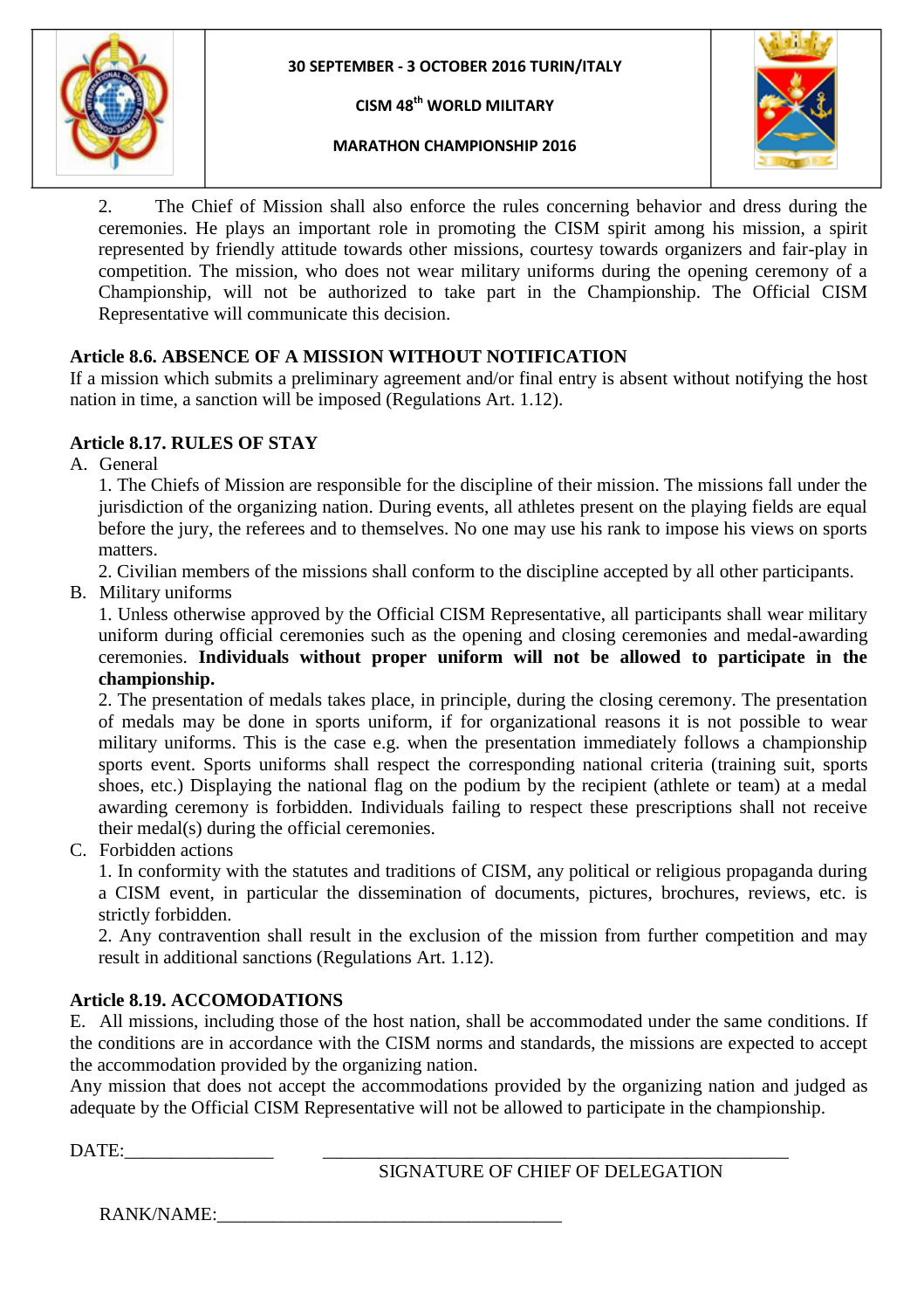2. The Chief of Mission shall also enforce the rules concerning behavior and dress during the ceremonies. He plays an important role in promoting the CISM spirit among his mission, a spirit represented by friendly attitude towards other missions, courtesy towards organizers and fair-play in competition. The mission, who does not wear military uniforms during the opening ceremony of a Championship, will not be authorized to take part in the Championship. The Official CISM Representative will communicate this decision.

**Article 8.6. ABSENCE OF A MISSION WITHOUT NOTIFICATION**
If a mission which submits a preliminary agreement and/or final entry is absent without notifying the host nation in time, a sanction will be imposed (Regulations Art. 1.12).

**Article 8.17. RULES OF STAY**

A. General

1. The Chiefs of Mission are responsible for the discipline of their mission. The missions fall under the jurisdiction of the organizing nation. During events, all athletes present on the playing fields are equal before the jury, the referees and to themselves. No one may use his rank to impose his views on sports matters.

2. Civilian members of the missions shall conform to the discipline accepted by all other participants.

B. Military uniforms

1. Unless otherwise approved by the Official CISM Representative, all participants shall wear military uniform during official ceremonies such as the opening and closing ceremonies and medal-awarding ceremonies. **Individuals without proper uniform will not be allowed to participate in the championship.**

2. The presentation of medals takes place, in principle, during the closing ceremony. The presentation of medals may be done in sports uniform, if for organizational reasons it is not possible to wear military uniforms. This is the case e.g. when the presentation immediately follows a championship sports event. Sports uniforms shall respect the corresponding national criteria (training suit, sports shoes, etc.) Displaying the national flag on the podium by the recipient (athlete or team) at a medal awarding ceremony is forbidden. Individuals failing to respect these prescriptions shall not receive their medal(s) during the official ceremonies.

C. Forbidden actions

1. In conformity with the statutes and traditions of CISM, any political or religious propaganda during a CISM event, in particular the dissemination of documents, pictures, brochures, reviews, etc. is strictly forbidden.

2. Any contravention shall result in the exclusion of the mission from further competition and may result in additional sanctions (Regulations Art. 1.12).

**Article 8.19. ACCOMODATIONS**

E. All missions, including those of the host nation, shall be accommodated under the same conditions. If the conditions are in accordance with the CISM norms and standards, the missions are expected to accept the accommodation provided by the organizing nation.
Any mission that does not accept the accommodations provided by the organizing nation and judged as adequate by the Official CISM Representative will not be allowed to participate in the championship.

DATE:_______________ _______________________________________________

SIGNATURE OF CHIEF OF DELEGATION

RANK/NAME:____________________________________